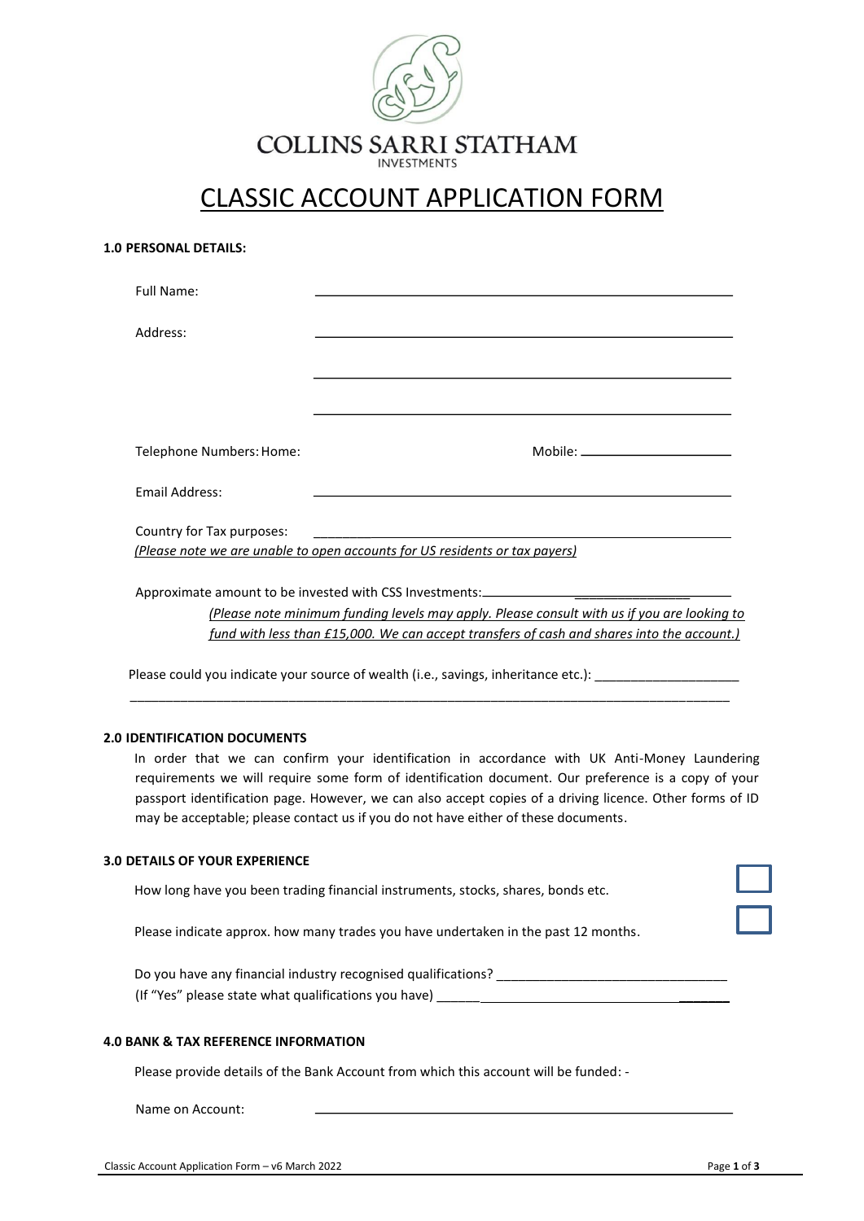COLLINS SARRI STATHAM
INVESTMENTS

# CLASSIC ACCOUNT APPLICATION FORM

**1.0 PERSONAL DETAILS:**

Full Name: ______________________________

Address: ______________________________

______________________________

______________________________

Telephone Numbers: Home: ______________ Mobile: ______________

Email Address: ______________________________

Country for Tax purposes: ______________________________
*(Please note we are unable to open accounts for US residents or tax payers)*

Approximate amount to be invested with CSS Investments: ______________________________
*(Please note minimum funding levels may apply. Please consult with us if you are looking to fund with less than £15,000. We can accept transfers of cash and shares into the account.)*

Please could you indicate your source of wealth (i.e., savings, inheritance etc.): ____________________
______________________________

**2.0 IDENTIFICATION DOCUMENTS**

In order that we can confirm your identification in accordance with UK Anti-Money Laundering requirements we will require some form of identification document. Our preference is a copy of your passport identification page. However, we can also accept copies of a driving licence. Other forms of ID may be acceptable; please contact us if you do not have either of these documents.

**3.0 DETAILS OF YOUR EXPERIENCE**

How long have you been trading financial instruments, stocks, shares, bonds etc. ☐

Please indicate approx. how many trades you have undertaken in the past 12 months. ☐

Do you have any financial industry recognised qualifications? ______________________________
(If "Yes" please state what qualifications you have) ______________________________

**4.0 BANK & TAX REFERENCE INFORMATION**

Please provide details of the Bank Account from which this account will be funded: -

Name on Account: ______________________________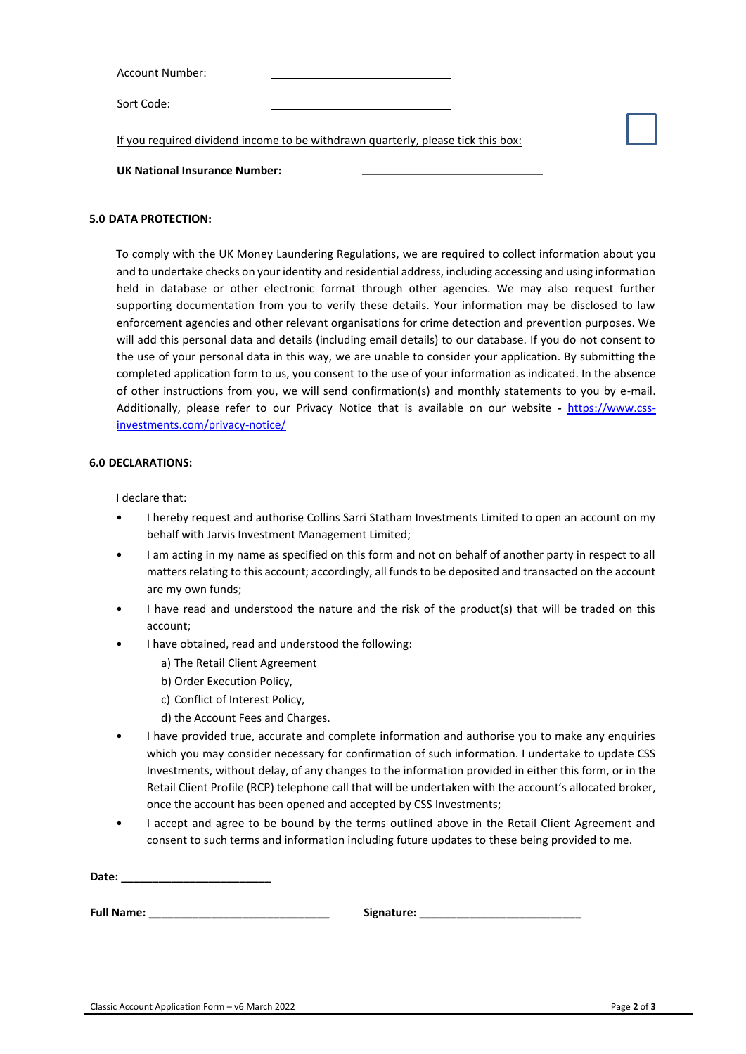Account Number: ______________________________

Sort Code: ______________________________

If you required dividend income to be withdrawn quarterly, please tick this box: ☐

**UK National Insurance Number:** ______________________________

**5.0 DATA PROTECTION:**

To comply with the UK Money Laundering Regulations, we are required to collect information about you and to undertake checks on your identity and residential address, including accessing and using information held in database or other electronic format through other agencies. We may also request further supporting documentation from you to verify these details. Your information may be disclosed to law enforcement agencies and other relevant organisations for crime detection and prevention purposes. We will add this personal data and details (including email details) to our database. If you do not consent to the use of your personal data in this way, we are unable to consider your application. By submitting the completed application form to us, you consent to the use of your information as indicated. In the absence of other instructions from you, we will send confirmation(s) and monthly statements to you by e-mail. Additionally, please refer to our Privacy Notice that is available on our website - [https://www.css-investments.com/privacy-notice/](https://www.css-investments.com/privacy-notice/)

**6.0 DECLARATIONS:**

I declare that:

- I hereby request and authorise Collins Sarri Statham Investments Limited to open an account on my behalf with Jarvis Investment Management Limited;
- I am acting in my name as specified on this form and not on behalf of another party in respect to all matters relating to this account; accordingly, all funds to be deposited and transacted on the account are my own funds;
- I have read and understood the nature and the risk of the product(s) that will be traded on this account;
- I have obtained, read and understood the following:
  - a) The Retail Client Agreement
  - b) Order Execution Policy,
  - c) Conflict of Interest Policy,
  - d) the Account Fees and Charges.
- I have provided true, accurate and complete information and authorise you to make any enquiries which you may consider necessary for confirmation of such information. I undertake to update CSS Investments, without delay, of any changes to the information provided in either this form, or in the Retail Client Profile (RCP) telephone call that will be undertaken with the account's allocated broker, once the account has been opened and accepted by CSS Investments;
- I accept and agree to be bound by the terms outlined above in the Retail Client Agreement and consent to such terms and information including future updates to these being provided to me.

**Date:** ________________________

**Full Name:** ______________________________ **Signature:** __________________________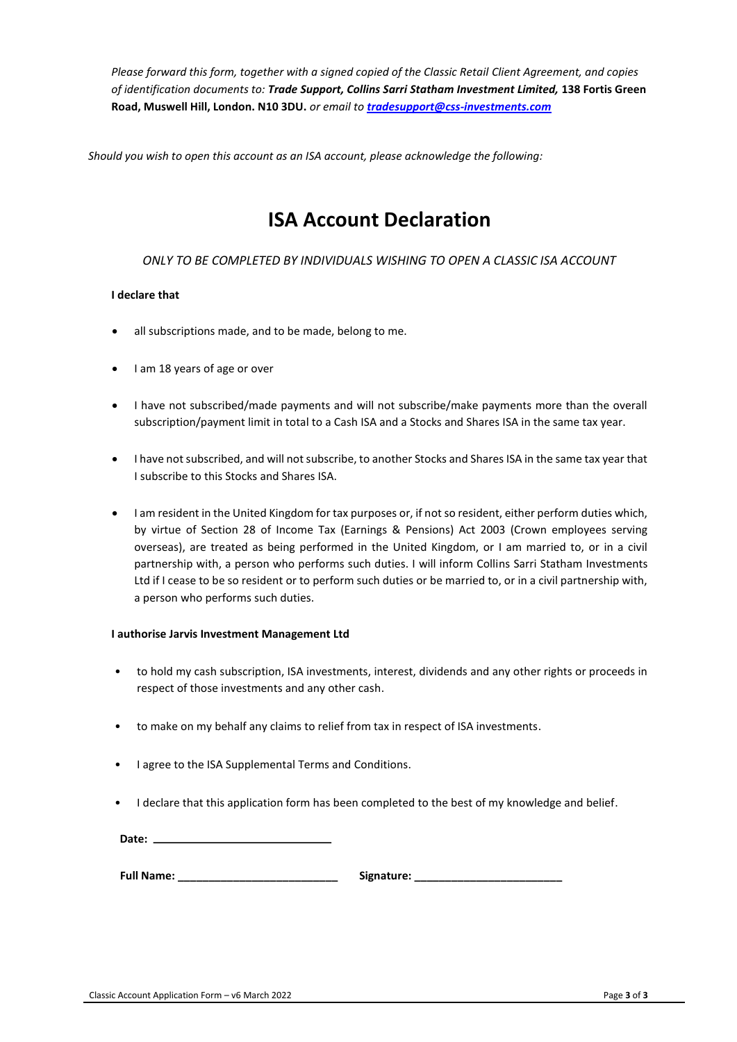*Please forward this form, together with a signed copied of the Classic Retail Client Agreement, and copies of identification documents to:* ***Trade Support, Collins Sarri Statham Investment Limited,*** **138 Fortis Green Road, Muswell Hill, London. N10 3DU.** *or email to* [***tradesupport@css-investments.com***](mailto:tradesupport@css-investments.com)

*Should you wish to open this account as an ISA account, please acknowledge the following:*

# ISA Account Declaration

*ONLY TO BE COMPLETED BY INDIVIDUALS WISHING TO OPEN A CLASSIC ISA ACCOUNT*

**I declare that**

- all subscriptions made, and to be made, belong to me.
- I am 18 years of age or over
- I have not subscribed/made payments and will not subscribe/make payments more than the overall subscription/payment limit in total to a Cash ISA and a Stocks and Shares ISA in the same tax year.
- I have not subscribed, and will not subscribe, to another Stocks and Shares ISA in the same tax year that I subscribe to this Stocks and Shares ISA.
- I am resident in the United Kingdom for tax purposes or, if not so resident, either perform duties which, by virtue of Section 28 of Income Tax (Earnings & Pensions) Act 2003 (Crown employees serving overseas), are treated as being performed in the United Kingdom, or I am married to, or in a civil partnership with, a person who performs such duties. I will inform Collins Sarri Statham Investments Ltd if I cease to be so resident or to perform such duties or be married to, or in a civil partnership with, a person who performs such duties.

**I authorise Jarvis Investment Management Ltd**

- to hold my cash subscription, ISA investments, interest, dividends and any other rights or proceeds in respect of those investments and any other cash.
- to make on my behalf any claims to relief from tax in respect of ISA investments.
- I agree to the ISA Supplemental Terms and Conditions.
- I declare that this application form has been completed to the best of my knowledge and belief.

**Date:** ____________________________

**Full Name:** __________________________ **Signature:** ________________________